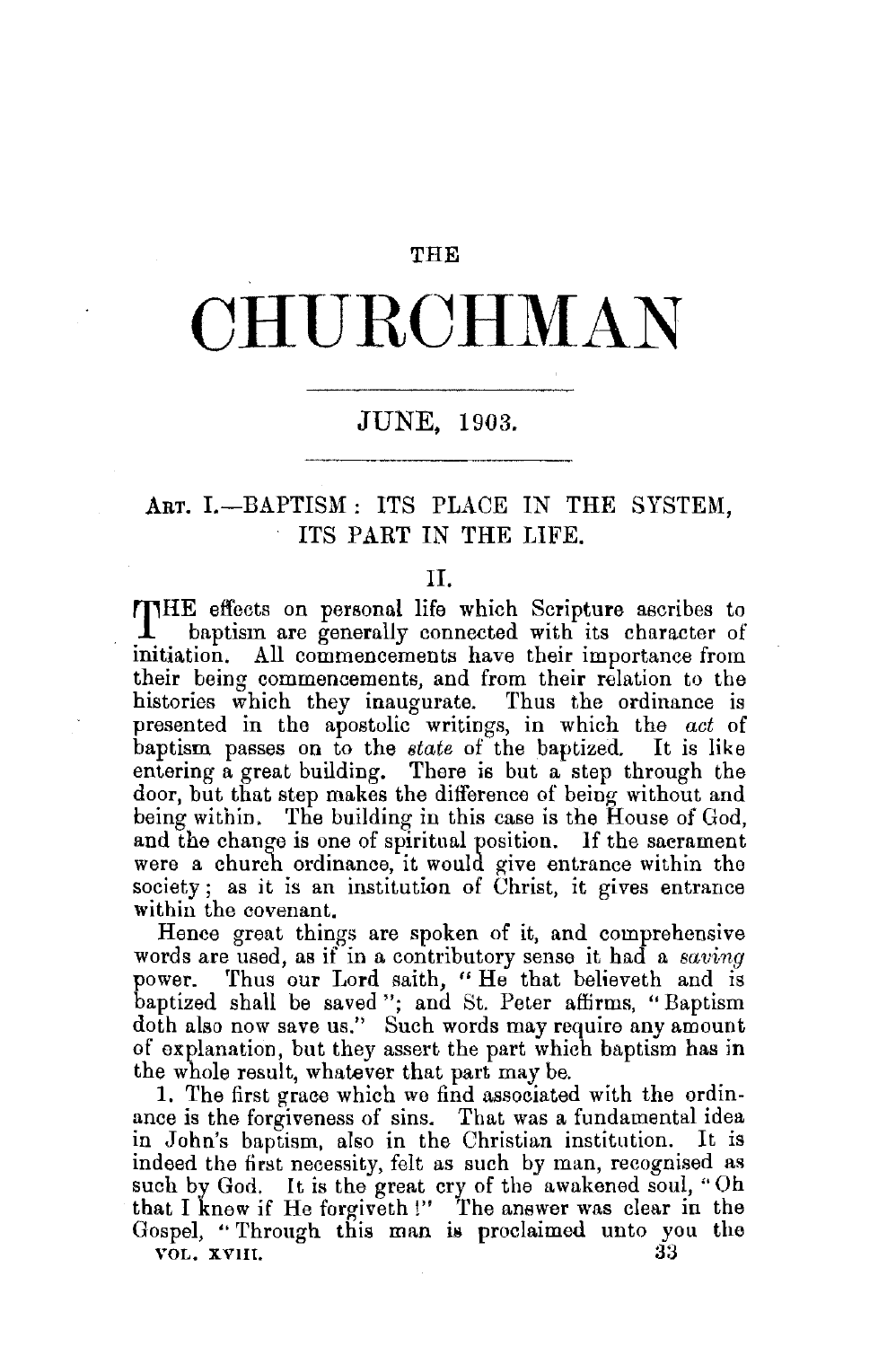# THE CHURCHMAN

## JUNE, 1903.

### ART. I.—BAPTISM: ITS PLACE IN THE SYSTEM, ITS PART IN THE LIFE.

II.

THE effects on personal life which Scripture ascribes to baptism are generally connected with its character of initiation. All commencements have their importance from their being commencements, and from their relation to the histories which they inaugurate. Thus the ordinance is presented in the apostolic writings, in which the *act* of baptism passes on to the *state* of the baptized. It is like entering a great building. There is but a step through the door, but that step makes the difference of being without and being within. The building in this case is the House of God, and the change is one of spiritual position. If the sacrament were a church ordinance, it would give entrance within the society; as it is an institution of Christ, it gives entrance within the covenant.

Hence great things are spoken of it, and comprehensive words are used, as if in a contributory sense it had a *saving* power. Thus our Lord saith, "He that believeth and is baptized shall be saved"; and St. Peter affirms, "Baptism doth also now save us." Such words may require any amount of explanation, but they assert the part which baptism has in the whole result, whatever that part may be.

1. The first grace which we find associated with the ordinance is the forgiveness of sins. That was a fundamental idea in John's baptism, also in the Christian institution. It is indeed the first necessity, felt as such by man, recognised as such by God. It is the great cry of the awakened soul, "Oh that I knew if He forgiveth!" The answer was clear in the Gospel, "Through this man is proclaimed unto you the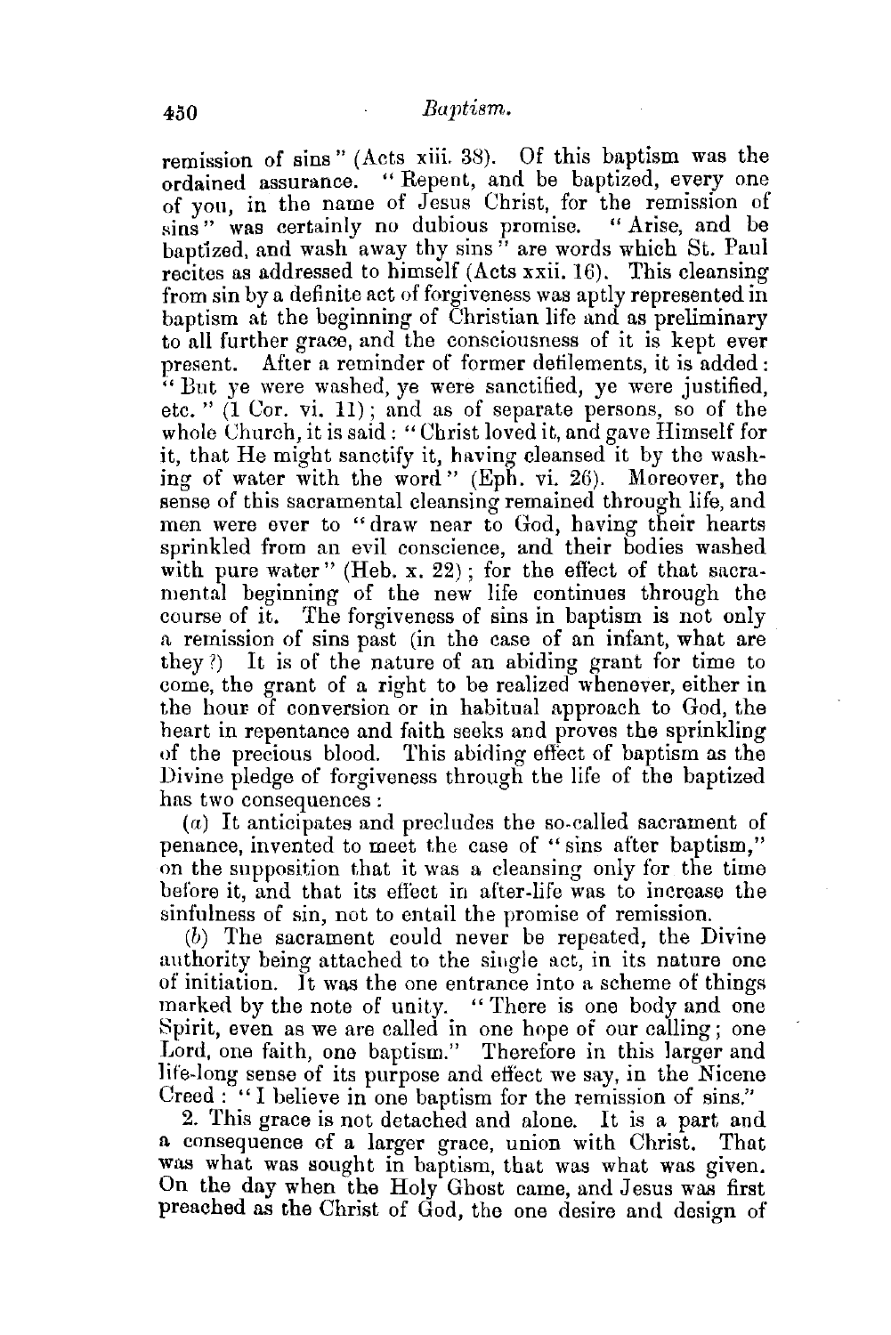remission of sins" (Acts xiii. 38). Of this baptism was the ordained assurance. "Repent, and be baptized, every one of you, in the name of Jesus Christ, for the remission of sins" was certainly no dubious promise. "Arise, and be baptized, and wash away thy sins" are words which St. Paul recites as addressed to himself (Acts xxii. 16). This cleansing from sin by a definite act of forgiveness was aptly represented in baptism at the beginning of Christian life and as preliminary to all further grace, and the consciousness of it is kept ever present. After a reminder of former defilements, it is added: "But ye were washed, ye were sanctified, ye were justified, etc." (1 Cor. vi. 11); and as of separate persons, so of the whole Church, it is said: "Christ loved it, and gave Himself for it, that He might sanctify it, having cleansed it by the washing of water with the word" (Eph. vi. 26). Moreover, the sense of this sacramental cleansing remained through life, and men were ever to "draw near to God, having their hearts sprinkled from an evil conscience, and their bodies washed with pure water" (Heb. x. 22); for the effect of that sacramental beginning of the new life continues through the course of it. The forgiveness of sins in baptism is not only a remission of sins past (in the case of an infant, what are they?) It is of the nature of an abiding grant for time to come, the grant of a right to be realized whenever, either in the hour of conversion or in habitual approach to God, the heart in repentance and faith seeks and proves the sprinkling of the precious blood. This abiding effect of baptism as the Divine pledge of forgiveness through the life of the baptized has two consequences:

(*a*) It anticipates and precludes the so-called sacrament of penance, invented to meet the case of "sins after baptism," on the supposition that it was a cleansing only for the time before it, and that its effect in after-life was to increase the sinfulness of sin, not to entail the promise of remission.

(*b*) The sacrament could never be repeated, the Divine authority being attached to the single act, in its nature one of initiation. It was the one entrance into a scheme of things marked by the note of unity. "There is one body and one Spirit, even as we are called in one hope of our calling; one Lord, one faith, one baptism." Therefore in this larger and life-long sense of its purpose and effect we say, in the Nicene Creed: "I believe in one baptism for the remission of sins."

2. This grace is not detached and alone. It is a part and a consequence of a larger grace, union with Christ. That was what was sought in baptism, that was what was given. On the day when the Holy Ghost came, and Jesus was first preached as the Christ of God, the one desire and design of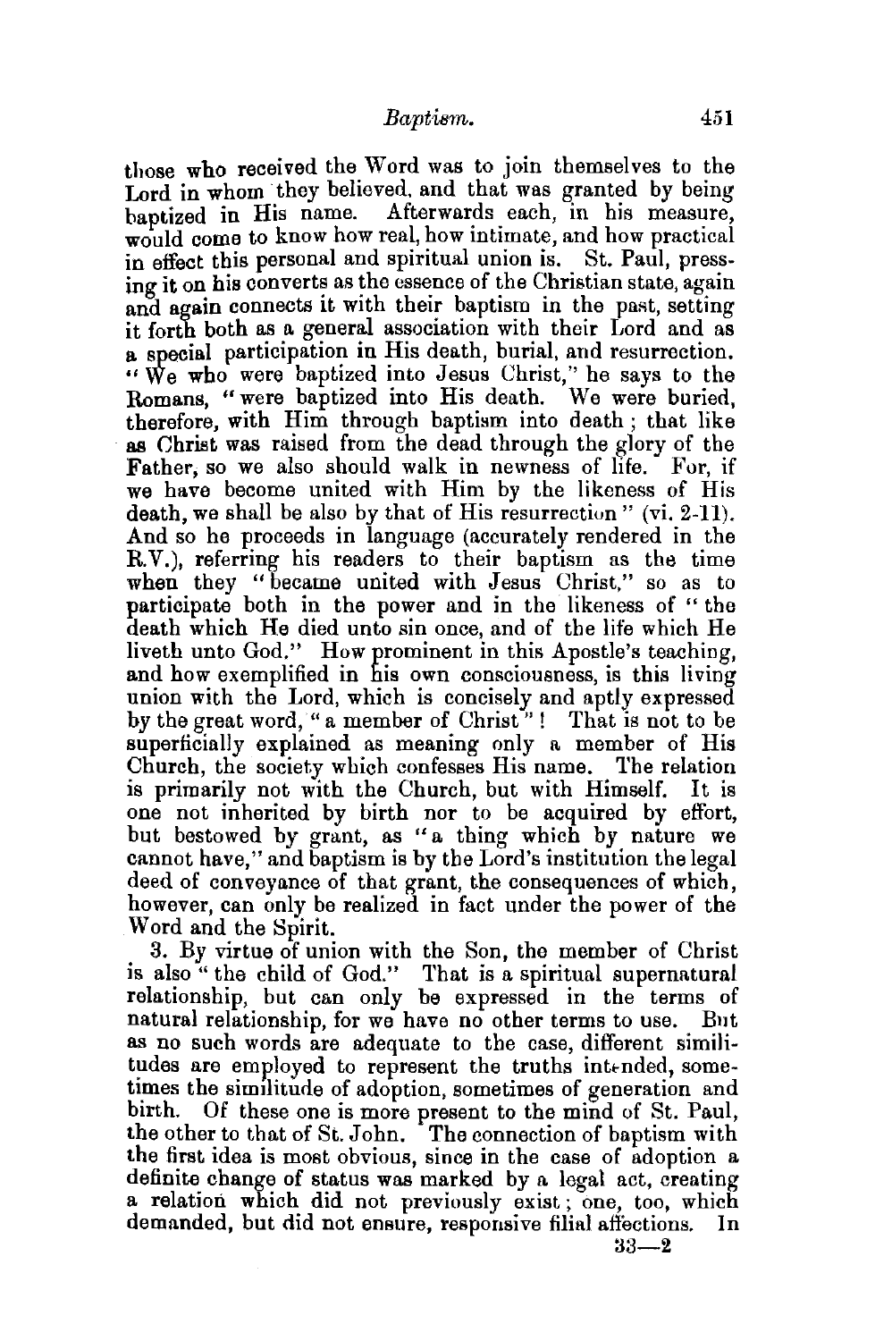those who received the Word was to join themselves to the Lord in whom they believed, and that was granted by being baptized in His name. Afterwards each, in his measure, would come to know how real, how intimate, and how practical in effect this personal and spiritual union is. St. Paul, pressing it on his converts as the essence of the Christian state, again and again connects it with their baptism in the past, setting it forth both as a general association with their Lord and as a special participation in His death, burial, and resurrection. "We who were baptized into Jesus Christ," he says to the Romans, "were baptized into His death. We were buried, therefore, with Him through baptism into death; that like as Christ was raised from the dead through the glory of the Father, so we also should walk in newness of life. For, if we have become united with Him by the likeness of His death, we shall be also by that of His resurrection" (vi. 2-11). And so he proceeds in language (accurately rendered in the R.V.), referring his readers to their baptism as the time when they "became united with Jesus Christ," so as to participate both in the power and in the likeness of "the death which He died unto sin once, and of the life which He liveth unto God." How prominent in this Apostle's teaching, and how exemplified in his own consciousness, is this living union with the Lord, which is concisely and aptly expressed by the great word, "a member of Christ"! That is not to be superficially explained as meaning only a member of His Church, the society which confesses His name. The relation is primarily not with the Church, but with Himself. It is one not inherited by birth nor to be acquired by effort, but bestowed by grant, as "a thing which by nature we cannot have," and baptism is by the Lord's institution the legal deed of conveyance of that grant, the consequences of which, however, can only be realized in fact under the power of the Word and the Spirit.

3. By virtue of union with the Son, the member of Christ is also "the child of God." That is a spiritual supernatural relationship, but can only be expressed in the terms of natural relationship, for we have no other terms to use. But as no such words are adequate to the case, different similitudes are employed to represent the truths intended, sometimes the similitude of adoption, sometimes of generation and birth. Of these one is more present to the mind of St. Paul, the other to that of St. John. The connection of baptism with the first idea is most obvious, since in the case of adoption a definite change of status was marked by a legal act, creating a relation which did not previously exist; one, too, which demanded, but did not ensure, responsive filial affections. In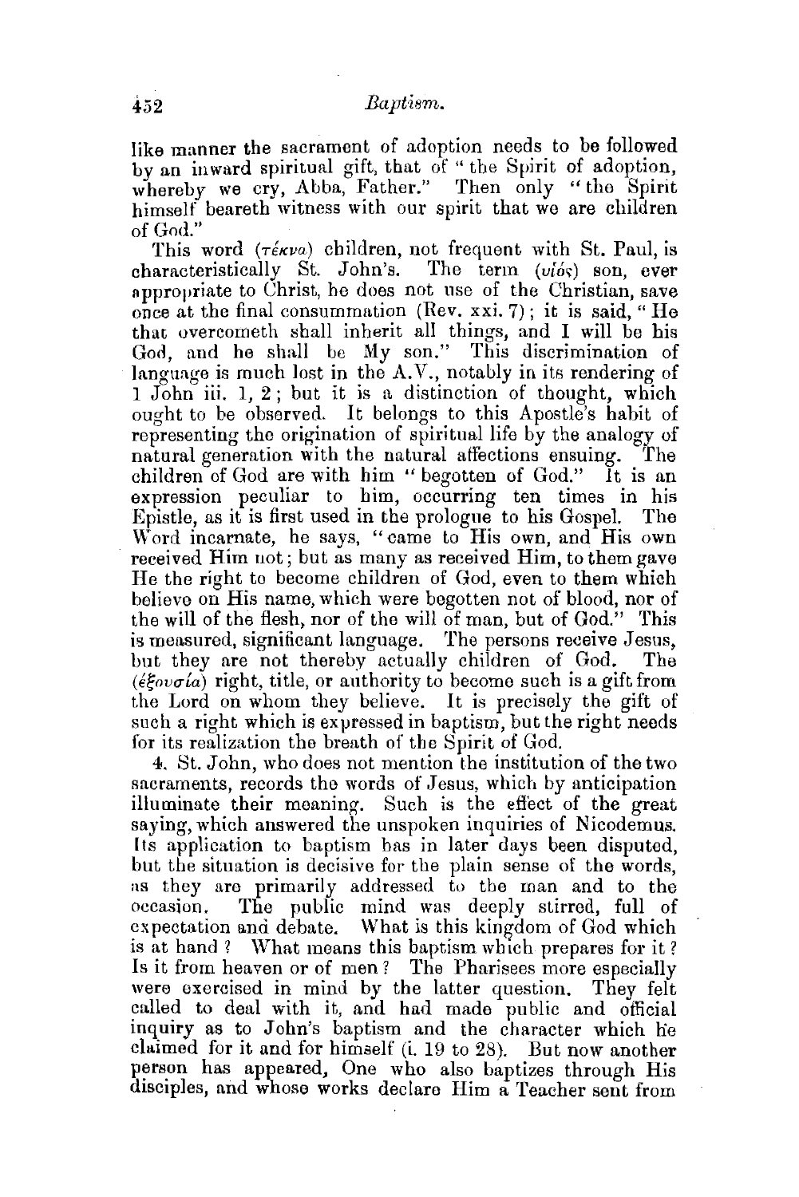like manner the sacrament of adoption needs to be followed by an inward spiritual gift, that of "the Spirit of adoption, whereby we cry, Abba, Father." Then only "the Spirit himself beareth witness with our spirit that we are children of God."

This word (τέκνα) children, not frequent with St. Paul, is characteristically St. John's. The term (υἱός) son, ever appropriate to Christ, he does not use of the Christian, save once at the final consummation (Rev. xxi. 7); it is said, "He that overcometh shall inherit all things, and I will be his God, and he shall be My son." This discrimination of language is much lost in the A.V., notably in its rendering of 1 John iii. 1, 2; but it is a distinction of thought, which ought to be observed. It belongs to this Apostle's habit of representing the origination of spiritual life by the analogy of natural generation with the natural affections ensuing. The children of God are with him "begotten of God." It is an expression peculiar to him, occurring ten times in his Epistle, as it is first used in the prologue to his Gospel. The Word incarnate, he says, "came to His own, and His own received Him not; but as many as received Him, to them gave He the right to become children of God, even to them which believe on His name, which were begotten not of blood, nor of the will of the flesh, nor of the will of man, but of God." This is measured, significant language. The persons receive Jesus, but they are not thereby actually children of God. The (ἐξουσία) right, title, or authority to become such is a gift from the Lord on whom they believe. It is precisely the gift of such a right which is expressed in baptism, but the right needs for its realization the breath of the Spirit of God.

4. St. John, who does not mention the institution of the two sacraments, records the words of Jesus, which by anticipation illuminate their meaning. Such is the effect of the great saying, which answered the unspoken inquiries of Nicodemus. Its application to baptism has in later days been disputed, but the situation is decisive for the plain sense of the words, as they are primarily addressed to the man and to the occasion. The public mind was deeply stirred, full of expectation and debate. What is this kingdom of God which is at hand? What means this baptism which prepares for it? Is it from heaven or of men? The Pharisees more especially were exercised in mind by the latter question. They felt called to deal with it, and had made public and official inquiry as to John's baptism and the character which he claimed for it and for himself (i. 19 to 28). But now another person has appeared, One who also baptizes through His disciples, and whose works declare Him a Teacher sent from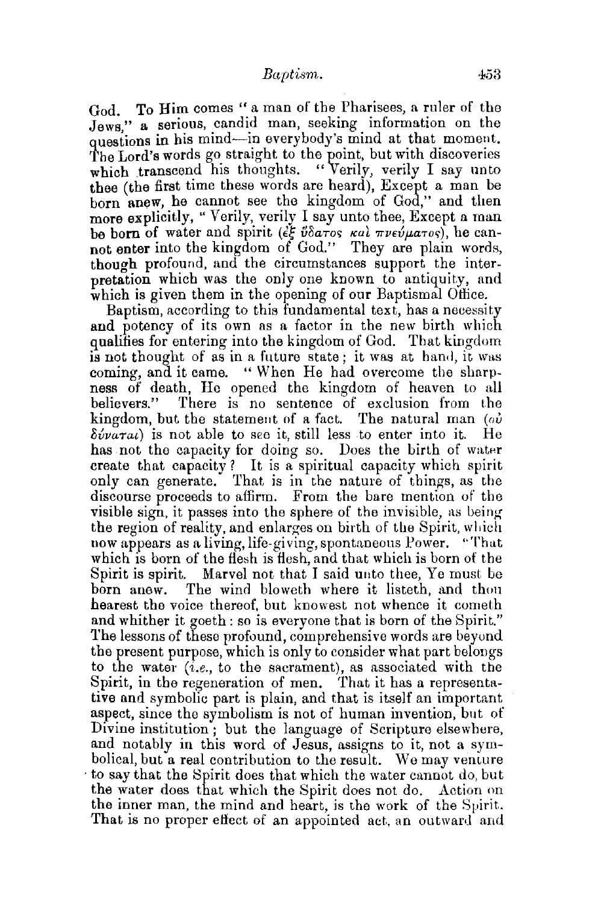God. To Him comes "a man of the Pharisees, a ruler of the Jews," a serious, candid man, seeking information on the questions in his mind—in everybody's mind at that moment. The Lord's words go straight to the point, but with discoveries which transcend his thoughts. "Verily, verily I say unto thee (the first time these words are heard), Except a man be born anew, he cannot see the kingdom of God," and then more explicitly, "Verily, verily I say unto thee, Except a man be born of water and spirit (ἐξ ὕδατος καὶ πνεύματος), he cannot enter into the kingdom of God." They are plain words, though profound, and the circumstances support the interpretation which was the only one known to antiquity, and which is given them in the opening of our Baptismal Office.

Baptism, according to this fundamental text, has a necessity and potency of its own as a factor in the new birth which qualifies for entering into the kingdom of God. That kingdom is not thought of as in a future state; it was at hand, it was coming, and it came. "When He had overcome the sharpness of death, He opened the kingdom of heaven to all believers." There is no sentence of exclusion from the kingdom, but the statement of a fact. The natural man (οὐ δύναται) is not able to see it, still less to enter into it. He has not the capacity for doing so. Does the birth of water create that capacity? It is a spiritual capacity which spirit only can generate. That is in the nature of things, as the discourse proceeds to affirm. From the bare mention of the visible sign, it passes into the sphere of the invisible, as being the region of reality, and enlarges on birth of the Spirit, which now appears as a living, life-giving, spontaneous Power. "That which is born of the flesh is flesh, and that which is born of the Spirit is spirit. Marvel not that I said unto thee, Ye must be born anew. The wind bloweth where it listeth, and thou hearest the voice thereof, but knowest not whence it cometh and whither it goeth: so is everyone that is born of the Spirit." The lessons of these profound, comprehensive words are beyond the present purpose, which is only to consider what part belongs to the water (*i.e.*, to the sacrament), as associated with the Spirit, in the regeneration of men. That it has a representative and symbolic part is plain, and that is itself an important aspect, since the symbolism is not of human invention, but of Divine institution; but the language of Scripture elsewhere, and notably in this word of Jesus, assigns to it, not a symbolical, but a real contribution to the result. We may venture to say that the Spirit does that which the water cannot do, but the water does that which the Spirit does not do. Action on the inner man, the mind and heart, is the work of the Spirit. That is no proper effect of an appointed act, an outward and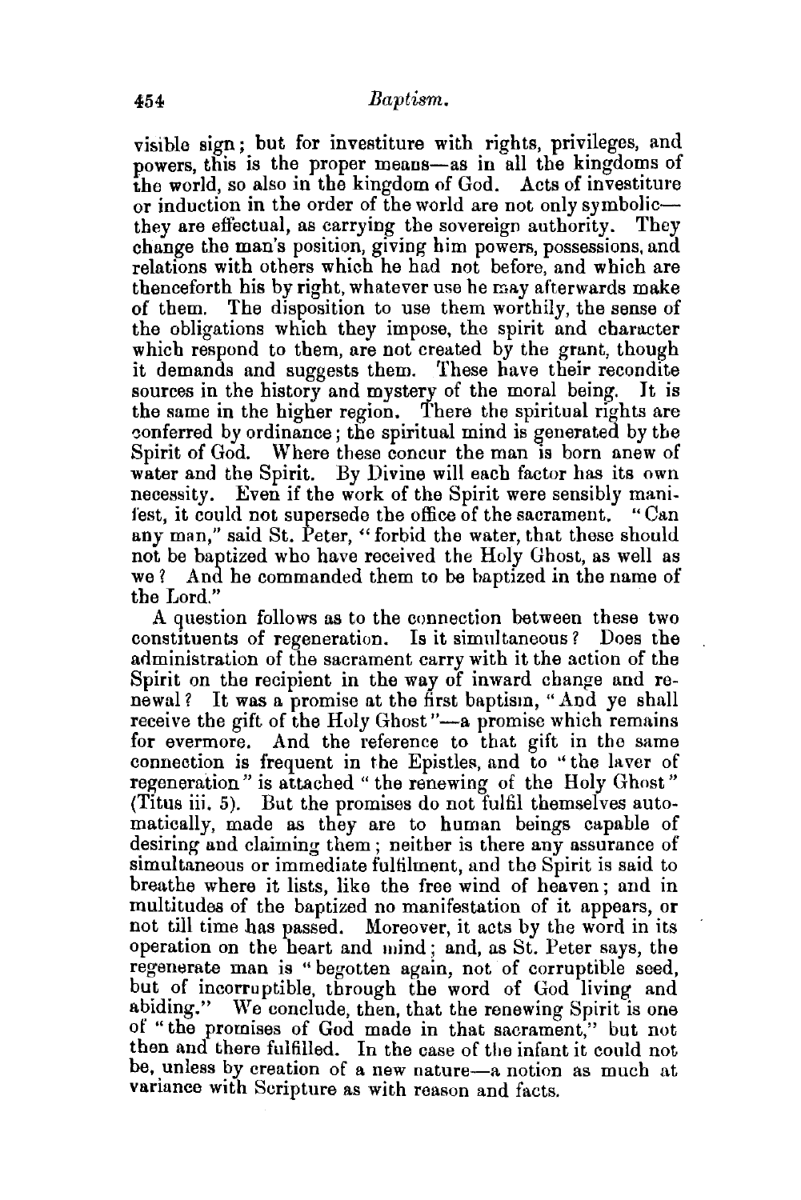visible sign; but for investiture with rights, privileges, and powers, this is the proper means—as in all the kingdoms of the world, so also in the kingdom of God. Acts of investiture or induction in the order of the world are not only symbolic—they are effectual, as carrying the sovereign authority. They change the man's position, giving him powers, possessions, and relations with others which he had not before, and which are thenceforth his by right, whatever use he may afterwards make of them. The disposition to use them worthily, the sense of the obligations which they impose, the spirit and character which respond to them, are not created by the grant, though it demands and suggests them. These have their recondite sources in the history and mystery of the moral being. It is the same in the higher region. There the spiritual rights are conferred by ordinance; the spiritual mind is generated by the Spirit of God. Where these concur the man is born anew of water and the Spirit. By Divine will each factor has its own necessity. Even if the work of the Spirit were sensibly manifest, it could not supersede the office of the sacrament. "Can any man," said St. Peter, "forbid the water, that these should not be baptized who have received the Holy Ghost, as well as we? And he commanded them to be baptized in the name of the Lord."

A question follows as to the connection between these two constituents of regeneration. Is it simultaneous? Does the administration of the sacrament carry with it the action of the Spirit on the recipient in the way of inward change and renewal? It was a promise at the first baptism, "And ye shall receive the gift of the Holy Ghost"—a promise which remains for evermore. And the reference to that gift in the same connection is frequent in the Epistles, and to "the laver of regeneration" is attached "the renewing of the Holy Ghost" (Titus iii. 5). But the promises do not fulfil themselves automatically, made as they are to human beings capable of desiring and claiming them; neither is there any assurance of simultaneous or immediate fulfilment, and the Spirit is said to breathe where it lists, like the free wind of heaven; and in multitudes of the baptized no manifestation of it appears, or not till time has passed. Moreover, it acts by the word in its operation on the heart and mind; and, as St. Peter says, the regenerate man is "begotten again, not of corruptible seed, but of incorruptible, through the word of God living and abiding." We conclude, then, that the renewing Spirit is one of "the promises of God made in that sacrament," but not then and there fulfilled. In the case of the infant it could not be, unless by creation of a new nature—a notion as much at variance with Scripture as with reason and facts.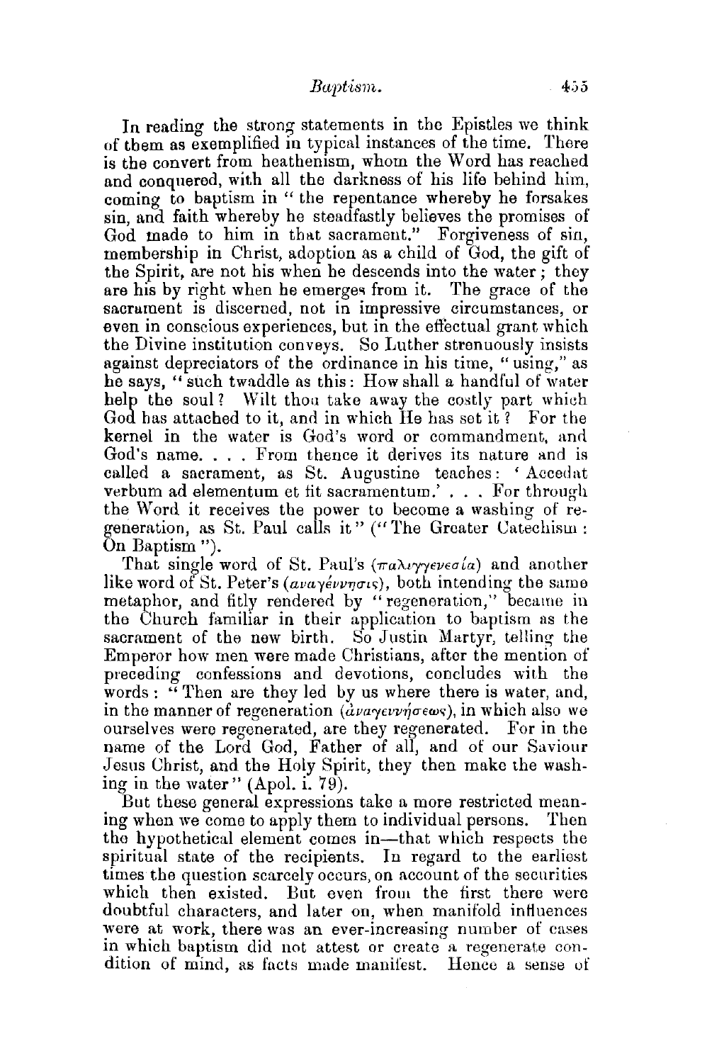In reading the strong statements in the Epistles we think of them as exemplified in typical instances of the time. There is the convert from heathenism, whom the Word has reached and conquered, with all the darkness of his life behind him, coming to baptism in "the repentance whereby he forsakes sin, and faith whereby he steadfastly believes the promises of God made to him in that sacrament." Forgiveness of sin, membership in Christ, adoption as a child of God, the gift of the Spirit, are not his when he descends into the water; they are his by right when he emerges from it. The grace of the sacrament is discerned, not in impressive circumstances, or even in conscious experiences, but in the effectual grant which the Divine institution conveys. So Luther strenuously insists against depreciators of the ordinance in his time, "using," as he says, "such twaddle as this: How shall a handful of water help the soul? Wilt thou take away the costly part which God has attached to it, and in which He has set it? For the kernel in the water is God's word or commandment, and God's name. . . . From thence it derives its nature and is called a sacrament, as St. Augustine teaches: 'Accedat verbum ad elementum et fit sacramentum.' . . . For through the Word it receives the power to become a washing of regeneration, as St. Paul calls it" ("The Greater Catechism: On Baptism").

That single word of St. Paul's (παλιγγενεσία) and another like word of St. Peter's (αναγέννησις), both intending the same metaphor, and fitly rendered by "regeneration," became in the Church familiar in their application to baptism as the sacrament of the new birth. So Justin Martyr, telling the Emperor how men were made Christians, after the mention of preceding confessions and devotions, concludes with the words: "Then are they led by us where there is water, and, in the manner of regeneration (ἀναγεννήσεως), in which also we ourselves were regenerated, are they regenerated. For in the name of the Lord God, Father of all, and of our Saviour Jesus Christ, and the Holy Spirit, they then make the washing in the water" (Apol. i. 79).

But these general expressions take a more restricted meaning when we come to apply them to individual persons. Then the hypothetical element comes in—that which respects the spiritual state of the recipients. In regard to the earliest times the question scarcely occurs, on account of the securities which then existed. But even from the first there were doubtful characters, and later on, when manifold influences were at work, there was an ever-increasing number of cases in which baptism did not attest or create a regenerate condition of mind, as facts made manifest. Hence a sense of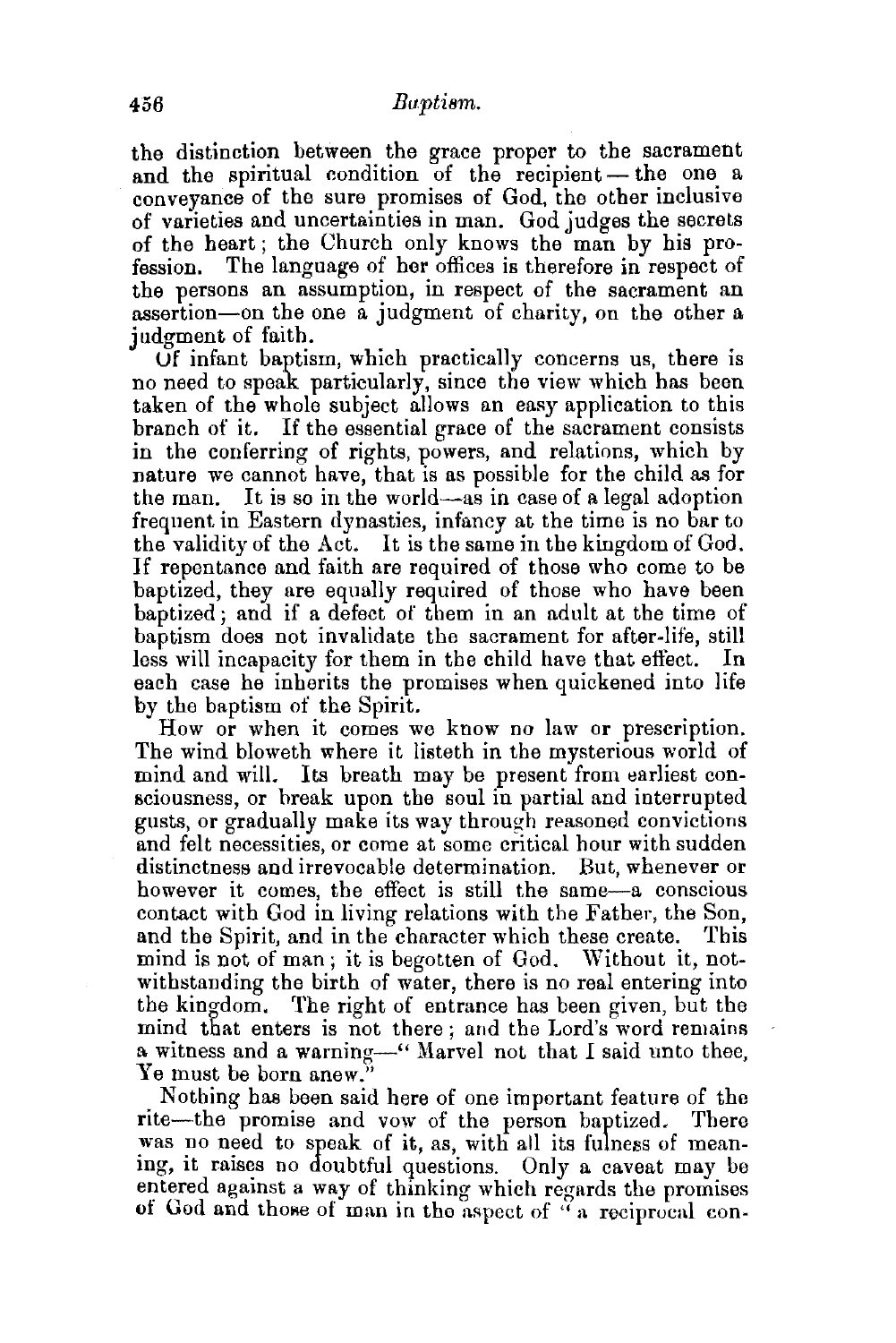the distinction between the grace proper to the sacrament and the spiritual condition of the recipient — the one a conveyance of the sure promises of God, the other inclusive of varieties and uncertainties in man. God judges the secrets of the heart; the Church only knows the man by his profession. The language of her offices is therefore in respect of the persons an assumption, in respect of the sacrament an assertion—on the one a judgment of charity, on the other a judgment of faith.

Of infant baptism, which practically concerns us, there is no need to speak particularly, since the view which has been taken of the whole subject allows an easy application to this branch of it. If the essential grace of the sacrament consists in the conferring of rights, powers, and relations, which by nature we cannot have, that is as possible for the child as for the man. It is so in the world—as in case of a legal adoption frequent in Eastern dynasties, infancy at the time is no bar to the validity of the Act. It is the same in the kingdom of God. If repentance and faith are required of those who come to be baptized, they are equally required of those who have been baptized; and if a defect of them in an adult at the time of baptism does not invalidate the sacrament for after-life, still less will incapacity for them in the child have that effect. In each case he inherits the promises when quickened into life by the baptism of the Spirit.

How or when it comes we know no law or prescription. The wind bloweth where it listeth in the mysterious world of mind and will. Its breath may be present from earliest consciousness, or break upon the soul in partial and interrupted gusts, or gradually make its way through reasoned convictions and felt necessities, or come at some critical hour with sudden distinctness and irrevocable determination. But, whenever or however it comes, the effect is still the same—a conscious contact with God in living relations with the Father, the Son, and the Spirit, and in the character which these create. This mind is not of man; it is begotten of God. Without it, notwithstanding the birth of water, there is no real entering into the kingdom. The right of entrance has been given, but the mind that enters is not there; and the Lord's word remains a witness and a warning—" Marvel not that I said unto thee, Ye must be born anew."

Nothing has been said here of one important feature of the rite—the promise and vow of the person baptized. There was no need to speak of it, as, with all its fulness of meaning, it raises no doubtful questions. Only a caveat may be entered against a way of thinking which regards the promises of God and those of man in the aspect of "a reciprocal con-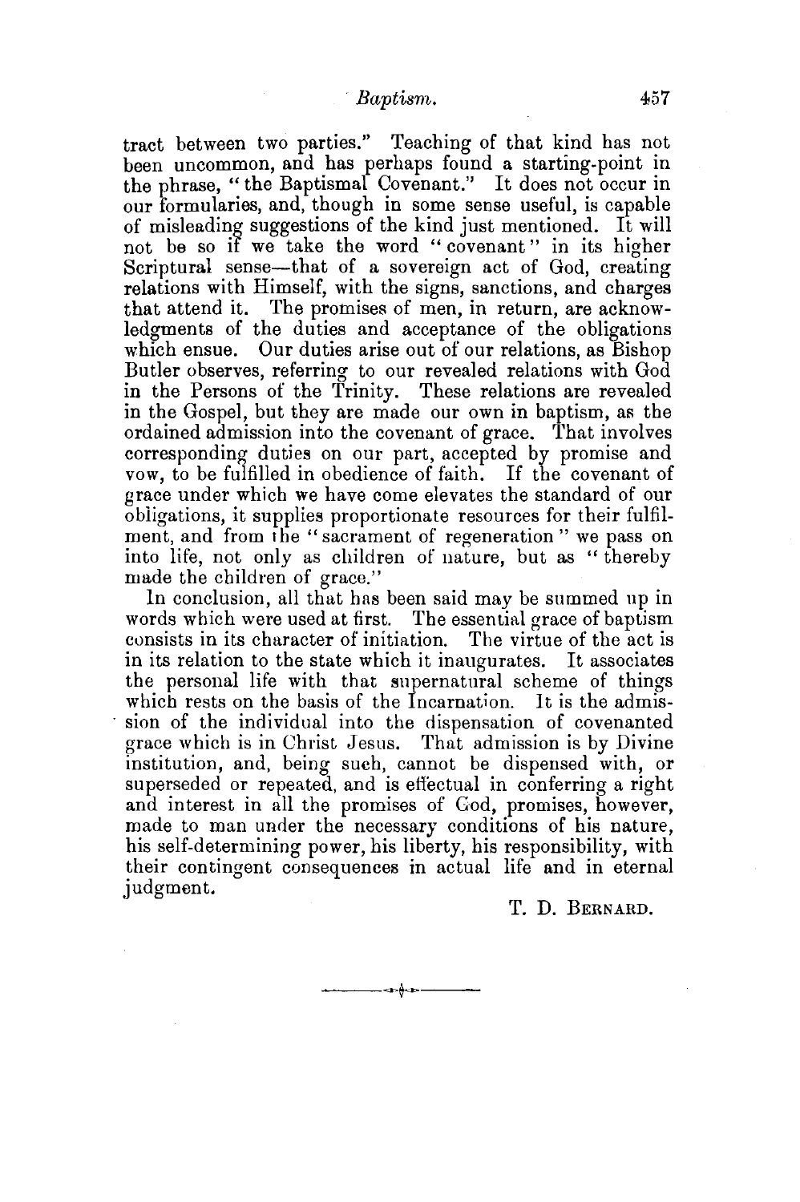tract between two parties." Teaching of that kind has not been uncommon, and has perhaps found a starting-point in the phrase, "the Baptismal Covenant." It does not occur in our formularies, and, though in some sense useful, is capable of misleading suggestions of the kind just mentioned. It will not be so if we take the word "covenant" in its higher Scriptural sense—that of a sovereign act of God, creating relations with Himself, with the signs, sanctions, and charges that attend it. The promises of men, in return, are acknowledgments of the duties and acceptance of the obligations which ensue. Our duties arise out of our relations, as Bishop Butler observes, referring to our revealed relations with God in the Persons of the Trinity. These relations are revealed in the Gospel, but they are made our own in baptism, as the ordained admission into the covenant of grace. That involves corresponding duties on our part, accepted by promise and vow, to be fulfilled in obedience of faith. If the covenant of grace under which we have come elevates the standard of our obligations, it supplies proportionate resources for their fulfilment, and from the "sacrament of regeneration" we pass on into life, not only as children of nature, but as "thereby made the children of grace."

In conclusion, all that has been said may be summed up in words which were used at first. The essential grace of baptism consists in its character of initiation. The virtue of the act is in its relation to the state which it inaugurates. It associates the personal life with that supernatural scheme of things which rests on the basis of the Incarnation. It is the admission of the individual into the dispensation of covenanted grace which is in Christ Jesus. That admission is by Divine institution, and, being such, cannot be dispensed with, or superseded or repeated, and is effectual in conferring a right and interest in all the promises of God, promises, however, made to man under the necessary conditions of his nature, his self-determining power, his liberty, his responsibility, with their contingent consequences in actual life and in eternal judgment.

T. D. BERNARD.